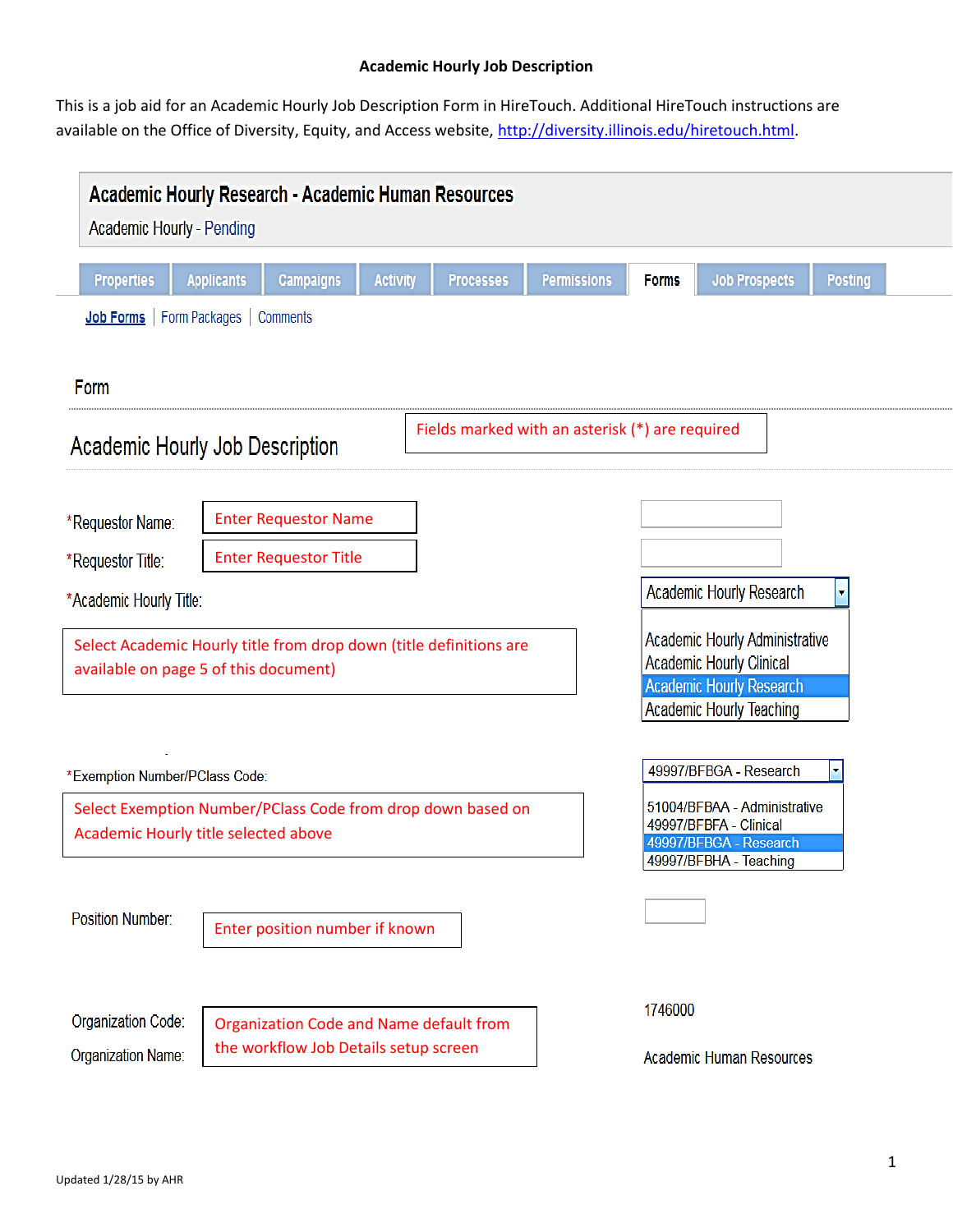# Academic Hourly Job Description

This is a job aid for an Academic Hourly Job Description Form in HireTouch. Additional HireTouch instructions are available on the Office of Diversity, Equity, and Access website, http://diversity.illinois.edu/hiretouch.html.

**Academic Hourly Research - Academic Human Resources**

Academic Hourly - Pending

Properties | Applicants | Campaigns | Activity | Processes | Permissions | Forms | Job Prospects | Posting

Job Forms | Form Packages | Comments

Form

## Academic Hourly Job Description

Fields marked with an asterisk (*) are required

*Requestor Name: Enter Requestor Name

*Requestor Title: Enter Requestor Title

*Academic Hourly Title: Academic Hourly Research

- Academic Hourly Administrative
- Academic Hourly Clinical
- Academic Hourly Research
- Academic Hourly Teaching

Select Academic Hourly title from drop down (title definitions are available on page 5 of this document)

*Exemption Number/PClass Code: 49997/BFBGA - Research

- 51004/BFBAA - Administrative
- 49997/BFBFA - Clinical
- 49997/BFBGA - Research
- 49997/BFBHA - Teaching

Select Exemption Number/PClass Code from drop down based on Academic Hourly title selected above

Position Number: Enter position number if known

Organization Code: 1746000

Organization Name: Academic Human Resources

Organization Code and Name default from the workflow Job Details setup screen

Updated 1/28/15 by AHR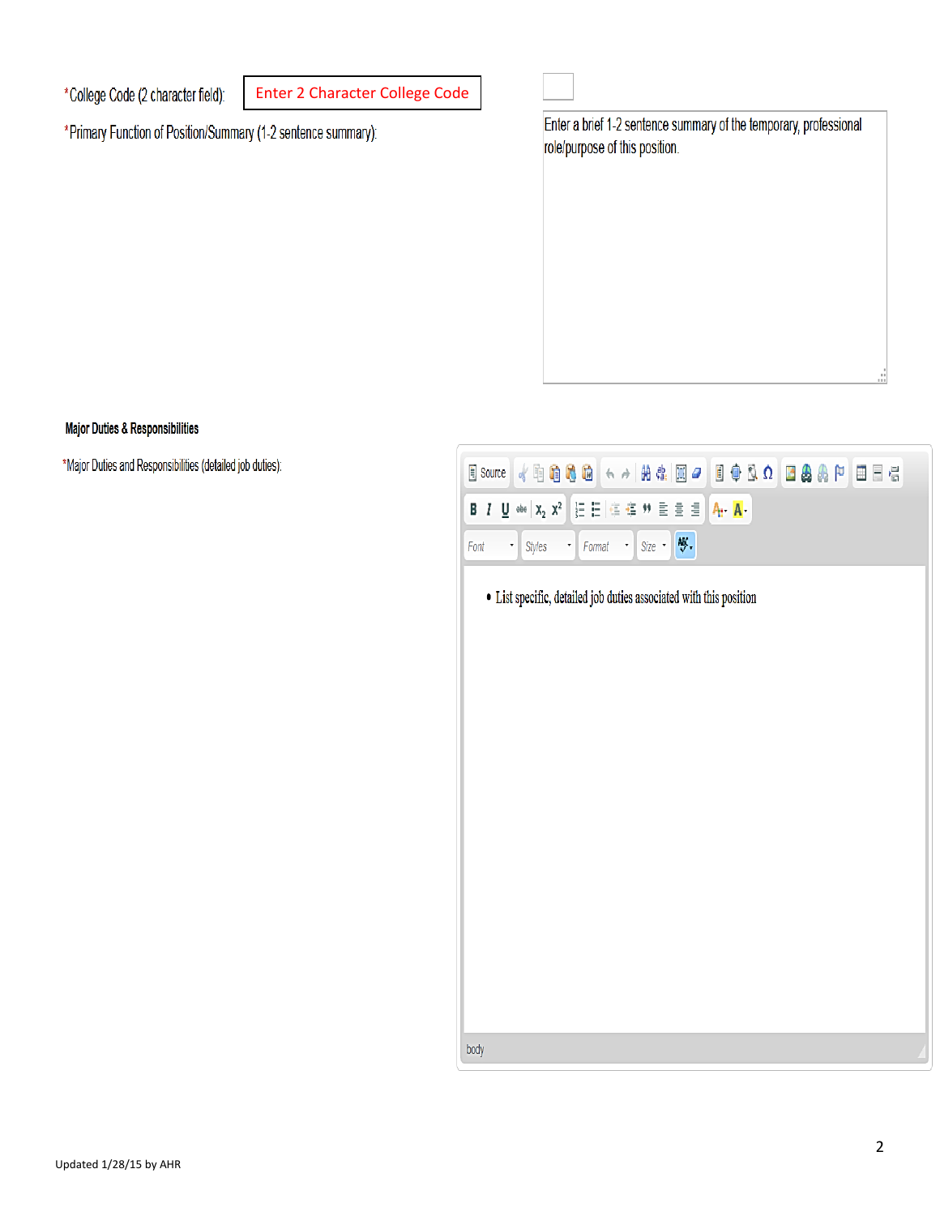*College Code (2 character field): Enter 2 Character College Code

*Primary Function of Position/Summary (1-2 sentence summary):

Enter a brief 1-2 sentence summary of the temporary, professional role/purpose of this position.

**Major Duties & Responsibilities**

*Major Duties and Responsibilities (detailed job duties):

Source

Font Styles Format Size

- List specific, detailed job duties associated with this position

body

Updated 1/28/15 by AHR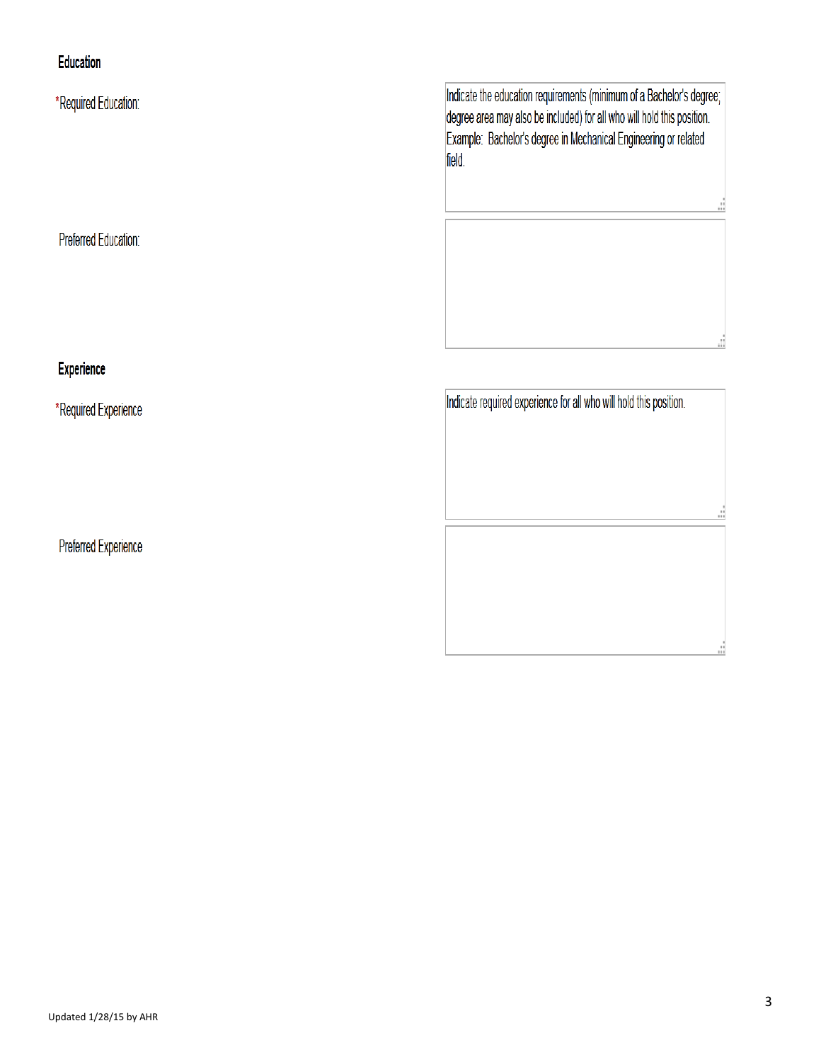### Education

| | |
|---|---|
| *Required Education: | Indicate the education requirements (minimum of a Bachelor's degree; degree area may also be included) for all who will hold this position. Example: Bachelor's degree in Mechanical Engineering or related field. |
| Preferred Education: | |

### Experience

| | |
|---|---|
| *Required Experience | Indicate required experience for all who will hold this position. |
| Preferred Experience | |

Updated 1/28/15 by AHR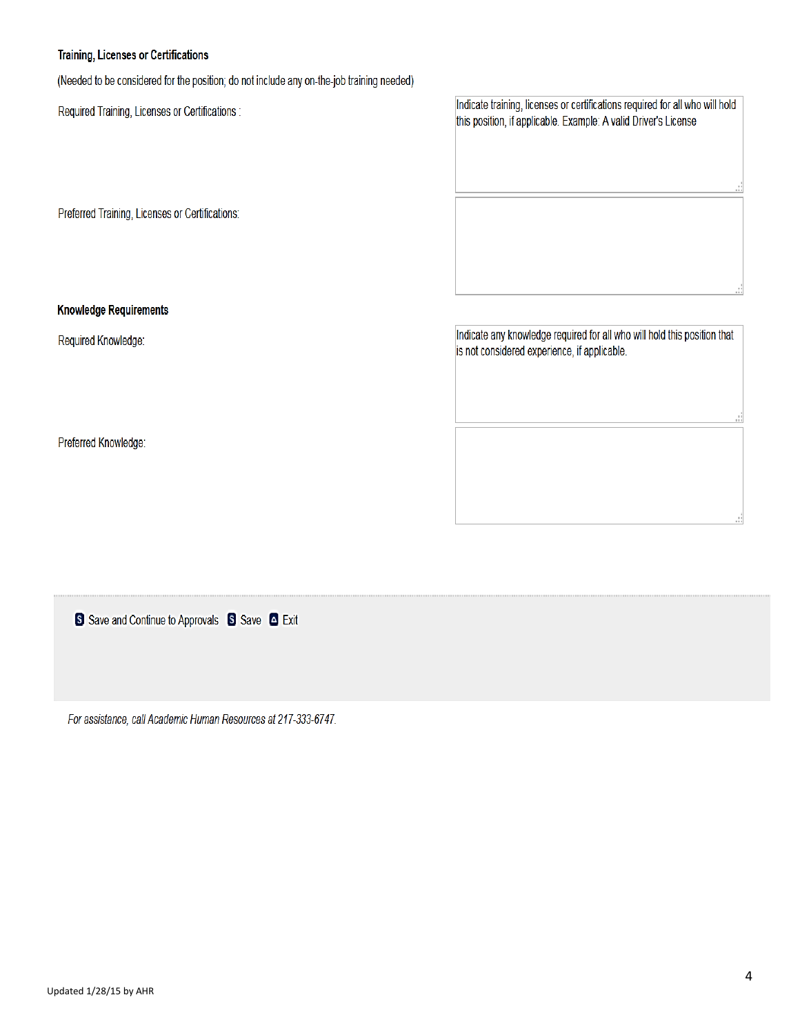### Training, Licenses or Certifications

(Needed to be considered for the position; do not include any on-the-job training needed)

| | |
|---|---|
| Required Training, Licenses or Certifications : | Indicate training, licenses or certifications required for all who will hold this position, if applicable. Example: A valid Driver's License |
| Preferred Training, Licenses or Certifications: | |

### Knowledge Requirements

| | |
|---|---|
| Required Knowledge: | Indicate any knowledge required for all who will hold this position that is not considered experience, if applicable. |
| Preferred Knowledge: | |

Save and Continue to Approvals | Save | Exit

*For assistance, call Academic Human Resources at 217-333-6747.*

Updated 1/28/15 by AHR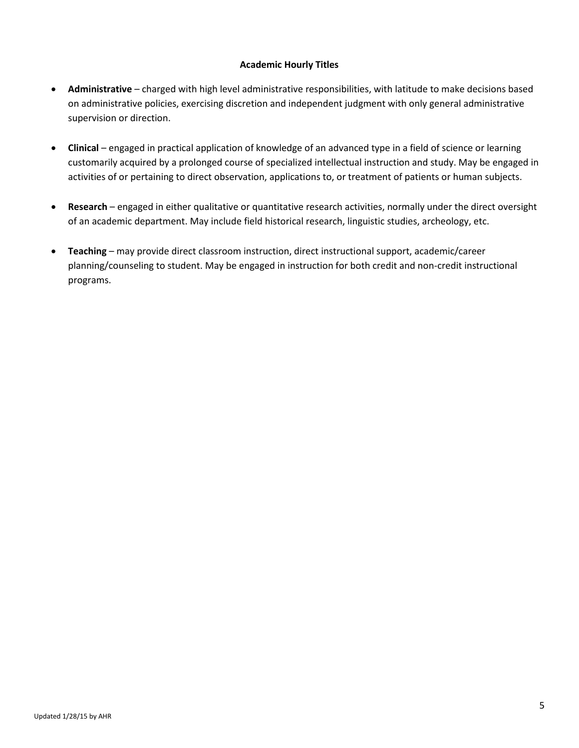## Academic Hourly Titles

- **Administrative** – charged with high level administrative responsibilities, with latitude to make decisions based on administrative policies, exercising discretion and independent judgment with only general administrative supervision or direction.

- **Clinical** – engaged in practical application of knowledge of an advanced type in a field of science or learning customarily acquired by a prolonged course of specialized intellectual instruction and study. May be engaged in activities of or pertaining to direct observation, applications to, or treatment of patients or human subjects.

- **Research** – engaged in either qualitative or quantitative research activities, normally under the direct oversight of an academic department. May include field historical research, linguistic studies, archeology, etc.

- **Teaching** – may provide direct classroom instruction, direct instructional support, academic/career planning/counseling to student. May be engaged in instruction for both credit and non-credit instructional programs.

Updated 1/28/15 by AHR